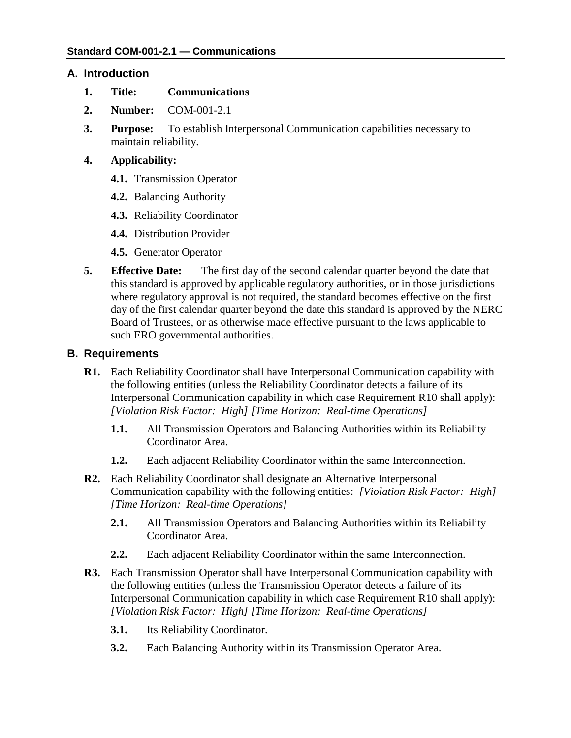## A. Introduction

1. **Title:** **Communications**

2. **Number:** COM-001-2.1

3. **Purpose:** To establish Interpersonal Communication capabilities necessary to maintain reliability.

4. **Applicability:**

   **4.1.** Transmission Operator

   **4.2.** Balancing Authority

   **4.3.** Reliability Coordinator

   **4.4.** Distribution Provider

   **4.5.** Generator Operator

5. **Effective Date:** The first day of the second calendar quarter beyond the date that this standard is approved by applicable regulatory authorities, or in those jurisdictions where regulatory approval is not required, the standard becomes effective on the first day of the first calendar quarter beyond the date this standard is approved by the NERC Board of Trustees, or as otherwise made effective pursuant to the laws applicable to such ERO governmental authorities.

## B. Requirements

**R1.** Each Reliability Coordinator shall have Interpersonal Communication capability with the following entities (unless the Reliability Coordinator detects a failure of its Interpersonal Communication capability in which case Requirement R10 shall apply): *[Violation Risk Factor: High] [Time Horizon: Real-time Operations]*

**1.1.** All Transmission Operators and Balancing Authorities within its Reliability Coordinator Area.

**1.2.** Each adjacent Reliability Coordinator within the same Interconnection.

**R2.** Each Reliability Coordinator shall designate an Alternative Interpersonal Communication capability with the following entities: *[Violation Risk Factor: High] [Time Horizon: Real-time Operations]*

**2.1.** All Transmission Operators and Balancing Authorities within its Reliability Coordinator Area.

**2.2.** Each adjacent Reliability Coordinator within the same Interconnection.

**R3.** Each Transmission Operator shall have Interpersonal Communication capability with the following entities (unless the Transmission Operator detects a failure of its Interpersonal Communication capability in which case Requirement R10 shall apply): *[Violation Risk Factor: High] [Time Horizon: Real-time Operations]*

**3.1.** Its Reliability Coordinator.

**3.2.** Each Balancing Authority within its Transmission Operator Area.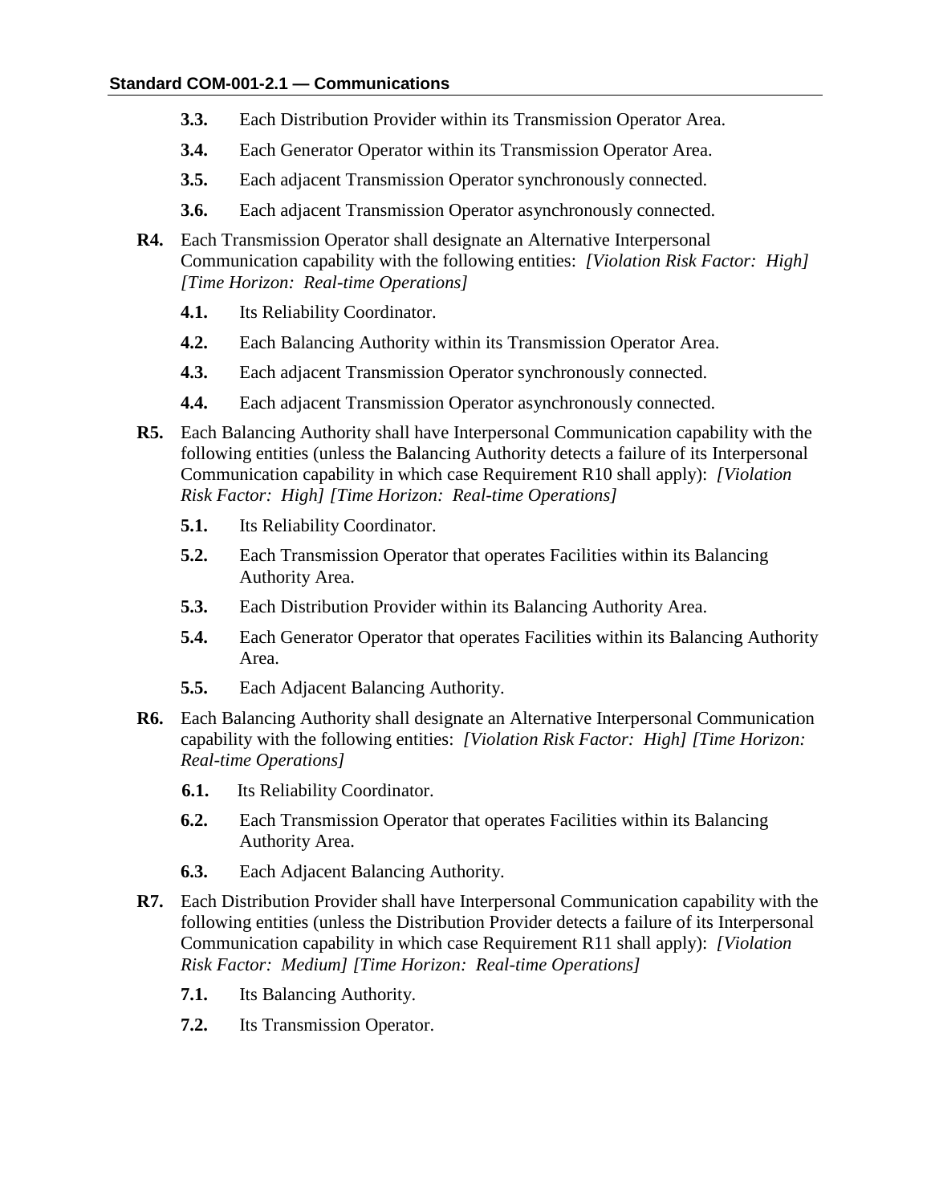- **3.3.** Each Distribution Provider within its Transmission Operator Area.
- **3.4.** Each Generator Operator within its Transmission Operator Area.
- **3.5.** Each adjacent Transmission Operator synchronously connected.
- **3.6.** Each adjacent Transmission Operator asynchronously connected.

**R4.** Each Transmission Operator shall designate an Alternative Interpersonal Communication capability with the following entities: *[Violation Risk Factor: High] [Time Horizon: Real-time Operations]*

- **4.1.** Its Reliability Coordinator.
- **4.2.** Each Balancing Authority within its Transmission Operator Area.
- **4.3.** Each adjacent Transmission Operator synchronously connected.
- **4.4.** Each adjacent Transmission Operator asynchronously connected.

**R5.** Each Balancing Authority shall have Interpersonal Communication capability with the following entities (unless the Balancing Authority detects a failure of its Interpersonal Communication capability in which case Requirement R10 shall apply): *[Violation Risk Factor: High] [Time Horizon: Real-time Operations]*

- **5.1.** Its Reliability Coordinator.
- **5.2.** Each Transmission Operator that operates Facilities within its Balancing Authority Area.
- **5.3.** Each Distribution Provider within its Balancing Authority Area.
- **5.4.** Each Generator Operator that operates Facilities within its Balancing Authority Area.
- **5.5.** Each Adjacent Balancing Authority.

**R6.** Each Balancing Authority shall designate an Alternative Interpersonal Communication capability with the following entities: *[Violation Risk Factor: High] [Time Horizon: Real-time Operations]*

- **6.1.** Its Reliability Coordinator.
- **6.2.** Each Transmission Operator that operates Facilities within its Balancing Authority Area.
- **6.3.** Each Adjacent Balancing Authority.

**R7.** Each Distribution Provider shall have Interpersonal Communication capability with the following entities (unless the Distribution Provider detects a failure of its Interpersonal Communication capability in which case Requirement R11 shall apply): *[Violation Risk Factor: Medium] [Time Horizon: Real-time Operations]*

- **7.1.** Its Balancing Authority.
- **7.2.** Its Transmission Operator.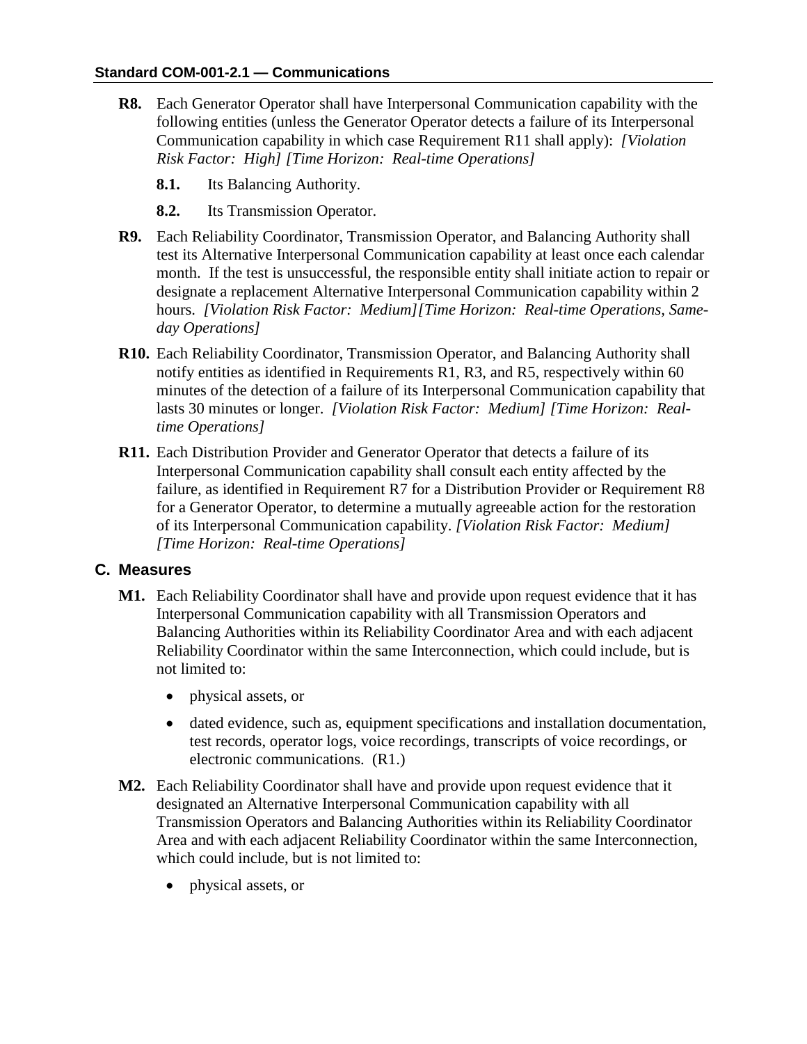**R8.** Each Generator Operator shall have Interpersonal Communication capability with the following entities (unless the Generator Operator detects a failure of its Interpersonal Communication capability in which case Requirement R11 shall apply): *[Violation Risk Factor: High] [Time Horizon: Real-time Operations]*

- **8.1.** Its Balancing Authority.
- **8.2.** Its Transmission Operator.

**R9.** Each Reliability Coordinator, Transmission Operator, and Balancing Authority shall test its Alternative Interpersonal Communication capability at least once each calendar month. If the test is unsuccessful, the responsible entity shall initiate action to repair or designate a replacement Alternative Interpersonal Communication capability within 2 hours. *[Violation Risk Factor: Medium][Time Horizon: Real-time Operations, Same-day Operations]*

**R10.** Each Reliability Coordinator, Transmission Operator, and Balancing Authority shall notify entities as identified in Requirements R1, R3, and R5, respectively within 60 minutes of the detection of a failure of its Interpersonal Communication capability that lasts 30 minutes or longer. *[Violation Risk Factor: Medium] [Time Horizon: Real-time Operations]*

**R11.** Each Distribution Provider and Generator Operator that detects a failure of its Interpersonal Communication capability shall consult each entity affected by the failure, as identified in Requirement R7 for a Distribution Provider or Requirement R8 for a Generator Operator, to determine a mutually agreeable action for the restoration of its Interpersonal Communication capability. *[Violation Risk Factor: Medium] [Time Horizon: Real-time Operations]*

## C. Measures

**M1.** Each Reliability Coordinator shall have and provide upon request evidence that it has Interpersonal Communication capability with all Transmission Operators and Balancing Authorities within its Reliability Coordinator Area and with each adjacent Reliability Coordinator within the same Interconnection, which could include, but is not limited to:

- physical assets, or
- dated evidence, such as, equipment specifications and installation documentation, test records, operator logs, voice recordings, transcripts of voice recordings, or electronic communications. (R1.)

**M2.** Each Reliability Coordinator shall have and provide upon request evidence that it designated an Alternative Interpersonal Communication capability with all Transmission Operators and Balancing Authorities within its Reliability Coordinator Area and with each adjacent Reliability Coordinator within the same Interconnection, which could include, but is not limited to:

- physical assets, or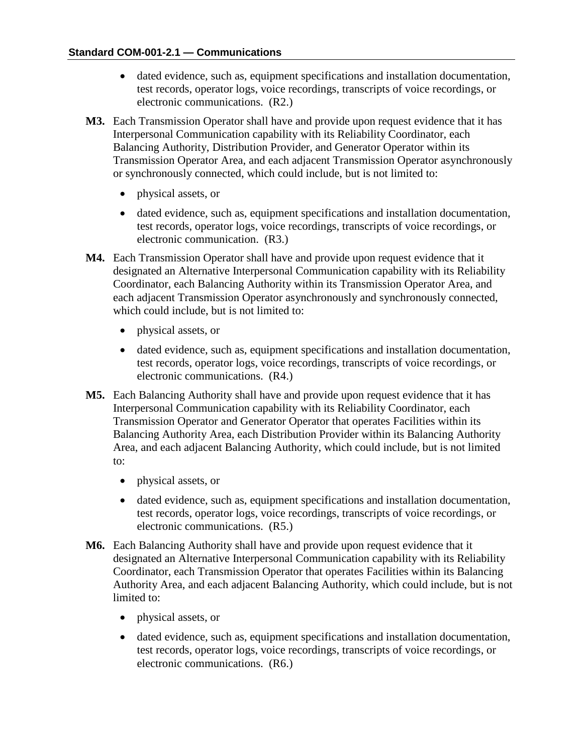- dated evidence, such as, equipment specifications and installation documentation, test records, operator logs, voice recordings, transcripts of voice recordings, or electronic communications. (R2.)

**M3.** Each Transmission Operator shall have and provide upon request evidence that it has Interpersonal Communication capability with its Reliability Coordinator, each Balancing Authority, Distribution Provider, and Generator Operator within its Transmission Operator Area, and each adjacent Transmission Operator asynchronously or synchronously connected, which could include, but is not limited to:

- physical assets, or
- dated evidence, such as, equipment specifications and installation documentation, test records, operator logs, voice recordings, transcripts of voice recordings, or electronic communication. (R3.)

**M4.** Each Transmission Operator shall have and provide upon request evidence that it designated an Alternative Interpersonal Communication capability with its Reliability Coordinator, each Balancing Authority within its Transmission Operator Area, and each adjacent Transmission Operator asynchronously and synchronously connected, which could include, but is not limited to:

- physical assets, or
- dated evidence, such as, equipment specifications and installation documentation, test records, operator logs, voice recordings, transcripts of voice recordings, or electronic communications. (R4.)

**M5.** Each Balancing Authority shall have and provide upon request evidence that it has Interpersonal Communication capability with its Reliability Coordinator, each Transmission Operator and Generator Operator that operates Facilities within its Balancing Authority Area, each Distribution Provider within its Balancing Authority Area, and each adjacent Balancing Authority, which could include, but is not limited to:

- physical assets, or
- dated evidence, such as, equipment specifications and installation documentation, test records, operator logs, voice recordings, transcripts of voice recordings, or electronic communications. (R5.)

**M6.** Each Balancing Authority shall have and provide upon request evidence that it designated an Alternative Interpersonal Communication capability with its Reliability Coordinator, each Transmission Operator that operates Facilities within its Balancing Authority Area, and each adjacent Balancing Authority, which could include, but is not limited to:

- physical assets, or
- dated evidence, such as, equipment specifications and installation documentation, test records, operator logs, voice recordings, transcripts of voice recordings, or electronic communications. (R6.)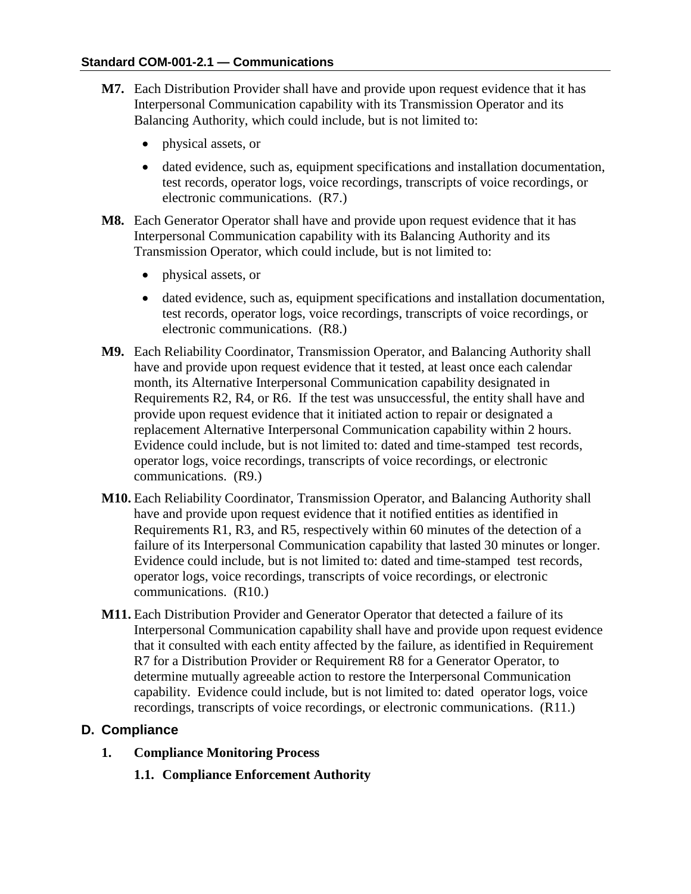**M7.** Each Distribution Provider shall have and provide upon request evidence that it has Interpersonal Communication capability with its Transmission Operator and its Balancing Authority, which could include, but is not limited to:

- physical assets, or
- dated evidence, such as, equipment specifications and installation documentation, test records, operator logs, voice recordings, transcripts of voice recordings, or electronic communications. (R7.)

**M8.** Each Generator Operator shall have and provide upon request evidence that it has Interpersonal Communication capability with its Balancing Authority and its Transmission Operator, which could include, but is not limited to:

- physical assets, or
- dated evidence, such as, equipment specifications and installation documentation, test records, operator logs, voice recordings, transcripts of voice recordings, or electronic communications. (R8.)

**M9.** Each Reliability Coordinator, Transmission Operator, and Balancing Authority shall have and provide upon request evidence that it tested, at least once each calendar month, its Alternative Interpersonal Communication capability designated in Requirements R2, R4, or R6. If the test was unsuccessful, the entity shall have and provide upon request evidence that it initiated action to repair or designated a replacement Alternative Interpersonal Communication capability within 2 hours. Evidence could include, but is not limited to: dated and time-stamped test records, operator logs, voice recordings, transcripts of voice recordings, or electronic communications. (R9.)

**M10.** Each Reliability Coordinator, Transmission Operator, and Balancing Authority shall have and provide upon request evidence that it notified entities as identified in Requirements R1, R3, and R5, respectively within 60 minutes of the detection of a failure of its Interpersonal Communication capability that lasted 30 minutes or longer. Evidence could include, but is not limited to: dated and time-stamped test records, operator logs, voice recordings, transcripts of voice recordings, or electronic communications. (R10.)

**M11.** Each Distribution Provider and Generator Operator that detected a failure of its Interpersonal Communication capability shall have and provide upon request evidence that it consulted with each entity affected by the failure, as identified in Requirement R7 for a Distribution Provider or Requirement R8 for a Generator Operator, to determine mutually agreeable action to restore the Interpersonal Communication capability. Evidence could include, but is not limited to: dated operator logs, voice recordings, transcripts of voice recordings, or electronic communications. (R11.)

## D. Compliance

### 1. Compliance Monitoring Process

#### 1.1. Compliance Enforcement Authority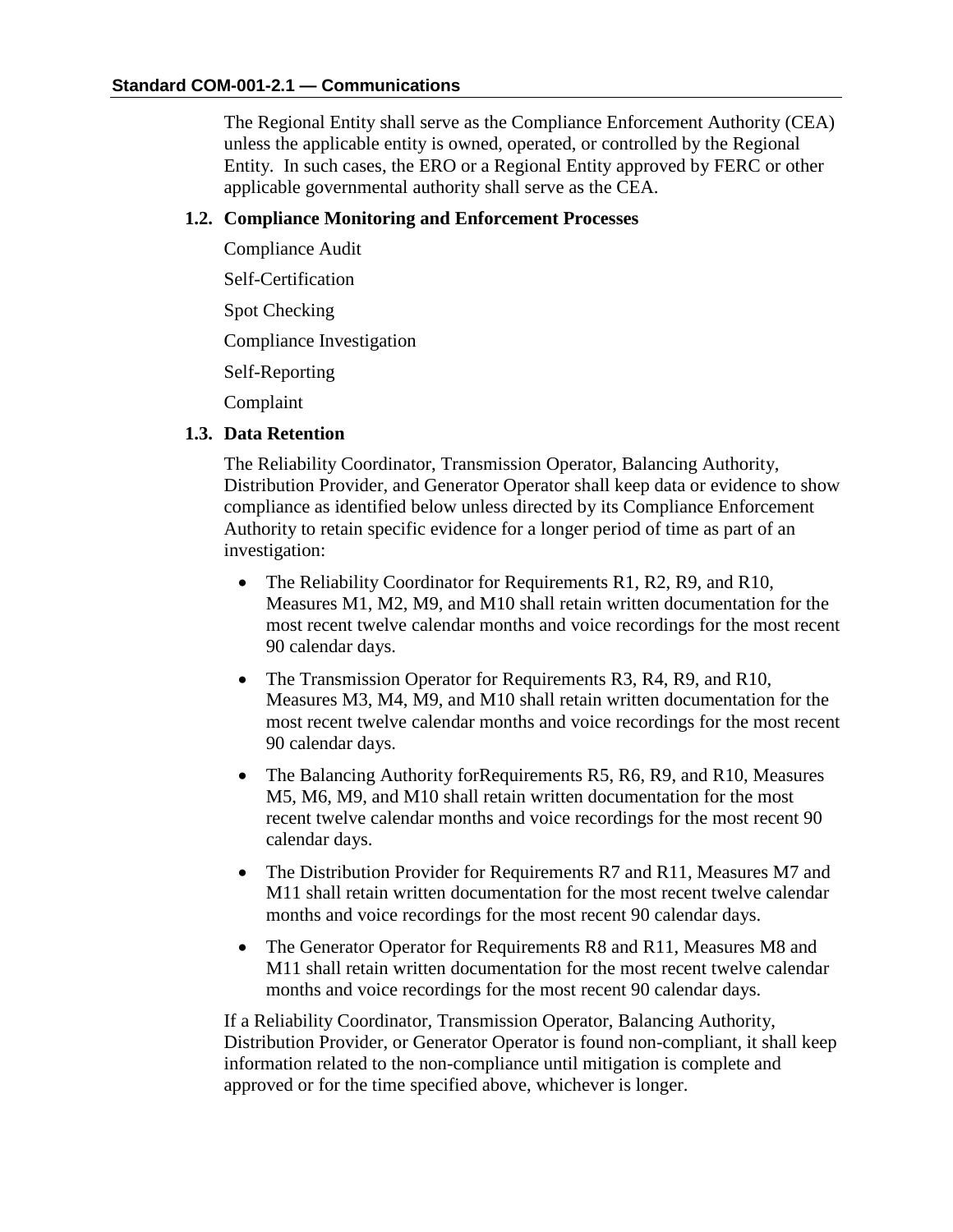The Regional Entity shall serve as the Compliance Enforcement Authority (CEA) unless the applicable entity is owned, operated, or controlled by the Regional Entity. In such cases, the ERO or a Regional Entity approved by FERC or other applicable governmental authority shall serve as the CEA.

**1.2. Compliance Monitoring and Enforcement Processes**

Compliance Audit

Self-Certification

Spot Checking

Compliance Investigation

Self-Reporting

Complaint

**1.3. Data Retention**

The Reliability Coordinator, Transmission Operator, Balancing Authority, Distribution Provider, and Generator Operator shall keep data or evidence to show compliance as identified below unless directed by its Compliance Enforcement Authority to retain specific evidence for a longer period of time as part of an investigation:

- The Reliability Coordinator for Requirements R1, R2, R9, and R10, Measures M1, M2, M9, and M10 shall retain written documentation for the most recent twelve calendar months and voice recordings for the most recent 90 calendar days.
- The Transmission Operator for Requirements R3, R4, R9, and R10, Measures M3, M4, M9, and M10 shall retain written documentation for the most recent twelve calendar months and voice recordings for the most recent 90 calendar days.
- The Balancing Authority forRequirements R5, R6, R9, and R10, Measures M5, M6, M9, and M10 shall retain written documentation for the most recent twelve calendar months and voice recordings for the most recent 90 calendar days.
- The Distribution Provider for Requirements R7 and R11, Measures M7 and M11 shall retain written documentation for the most recent twelve calendar months and voice recordings for the most recent 90 calendar days.
- The Generator Operator for Requirements R8 and R11, Measures M8 and M11 shall retain written documentation for the most recent twelve calendar months and voice recordings for the most recent 90 calendar days.

If a Reliability Coordinator, Transmission Operator, Balancing Authority, Distribution Provider, or Generator Operator is found non-compliant, it shall keep information related to the non-compliance until mitigation is complete and approved or for the time specified above, whichever is longer.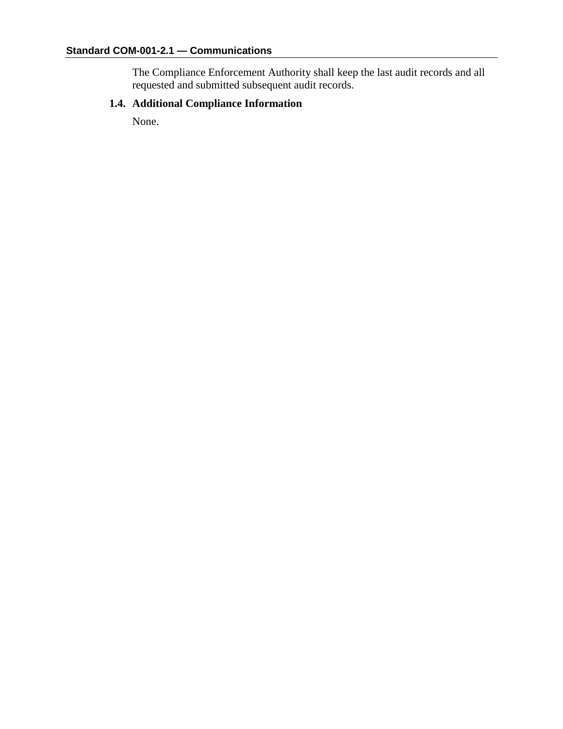The Compliance Enforcement Authority shall keep the last audit records and all requested and submitted subsequent audit records.

**1.4. Additional Compliance Information**

None.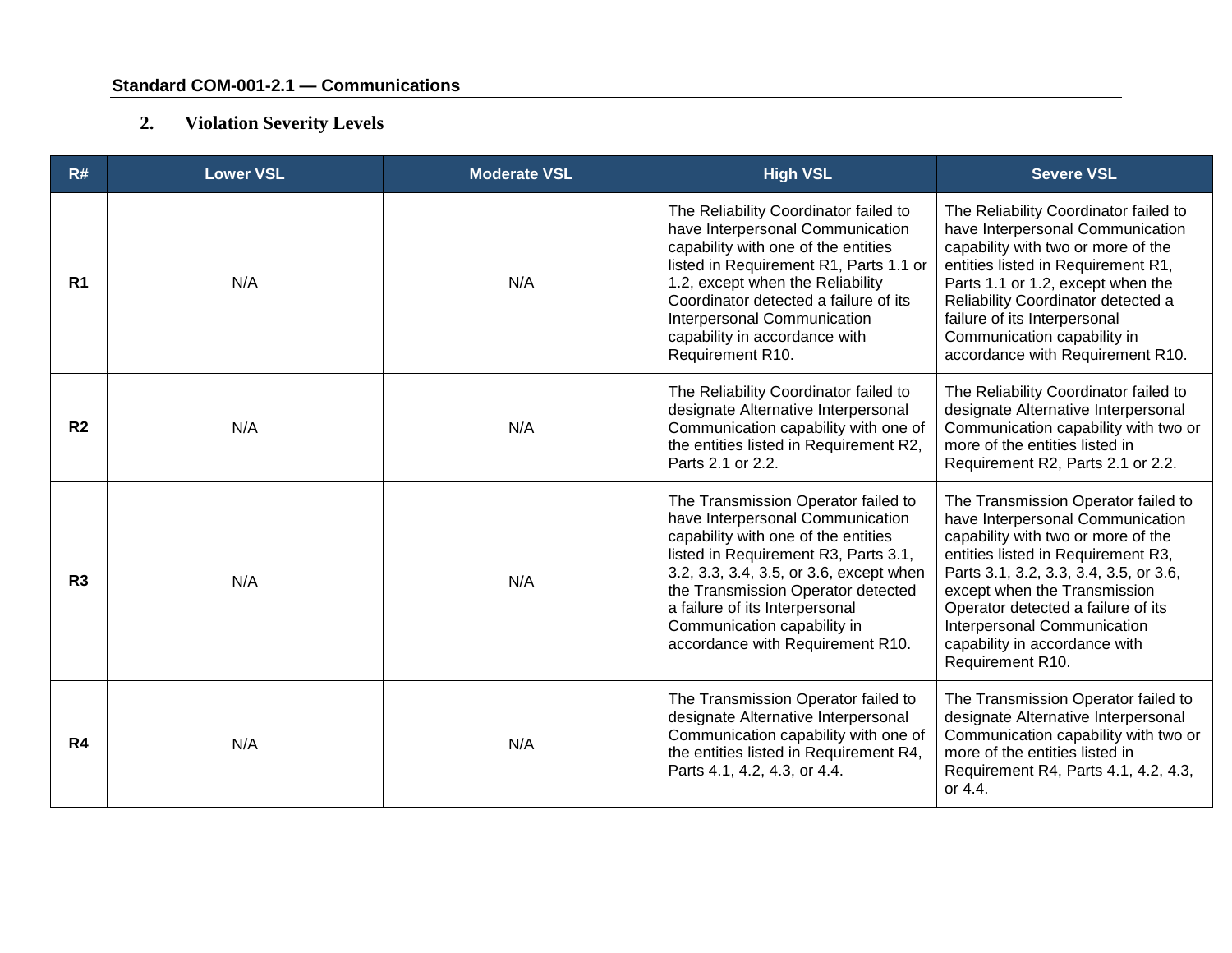## 2. Violation Severity Levels

| R# | Lower VSL | Moderate VSL | High VSL | Severe VSL |
|---|---|---|---|---|
| **R1** | N/A | N/A | The Reliability Coordinator failed to have Interpersonal Communication capability with one of the entities listed in Requirement R1, Parts 1.1 or 1.2, except when the Reliability Coordinator detected a failure of its Interpersonal Communication capability in accordance with Requirement R10. | The Reliability Coordinator failed to have Interpersonal Communication capability with two or more of the entities listed in Requirement R1, Parts 1.1 or 1.2, except when the Reliability Coordinator detected a failure of its Interpersonal Communication capability in accordance with Requirement R10. |
| **R2** | N/A | N/A | The Reliability Coordinator failed to designate Alternative Interpersonal Communication capability with one of the entities listed in Requirement R2, Parts 2.1 or 2.2. | The Reliability Coordinator failed to designate Alternative Interpersonal Communication capability with two or more of the entities listed in Requirement R2, Parts 2.1 or 2.2. |
| **R3** | N/A | N/A | The Transmission Operator failed to have Interpersonal Communication capability with one of the entities listed in Requirement R3, Parts 3.1, 3.2, 3.3, 3.4, 3.5, or 3.6, except when the Transmission Operator detected a failure of its Interpersonal Communication capability in accordance with Requirement R10. | The Transmission Operator failed to have Interpersonal Communication capability with two or more of the entities listed in Requirement R3, Parts 3.1, 3.2, 3.3, 3.4, 3.5, or 3.6, except when the Transmission Operator detected a failure of its Interpersonal Communication capability in accordance with Requirement R10. |
| **R4** | N/A | N/A | The Transmission Operator failed to designate Alternative Interpersonal Communication capability with one of the entities listed in Requirement R4, Parts 4.1, 4.2, 4.3, or 4.4. | The Transmission Operator failed to designate Alternative Interpersonal Communication capability with two or more of the entities listed in Requirement R4, Parts 4.1, 4.2, 4.3, or 4.4. |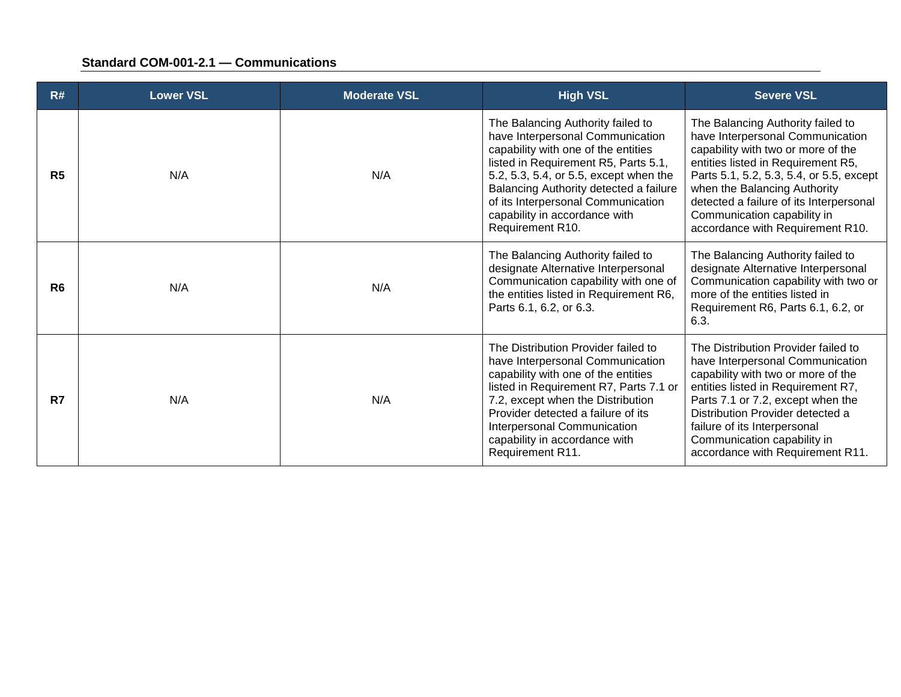| R# | Lower VSL | Moderate VSL | High VSL | Severe VSL |
|---|---|---|---|---|
| **R5** | N/A | N/A | The Balancing Authority failed to have Interpersonal Communication capability with one of the entities listed in Requirement R5, Parts 5.1, 5.2, 5.3, 5.4, or 5.5, except when the Balancing Authority detected a failure of its Interpersonal Communication capability in accordance with Requirement R10. | The Balancing Authority failed to have Interpersonal Communication capability with two or more of the entities listed in Requirement R5, Parts 5.1, 5.2, 5.3, 5.4, or 5.5, except when the Balancing Authority detected a failure of its Interpersonal Communication capability in accordance with Requirement R10. |
| **R6** | N/A | N/A | The Balancing Authority failed to designate Alternative Interpersonal Communication capability with one of the entities listed in Requirement R6, Parts 6.1, 6.2, or 6.3. | The Balancing Authority failed to designate Alternative Interpersonal Communication capability with two or more of the entities listed in Requirement R6, Parts 6.1, 6.2, or 6.3. |
| **R7** | N/A | N/A | The Distribution Provider failed to have Interpersonal Communication capability with one of the entities listed in Requirement R7, Parts 7.1 or 7.2, except when the Distribution Provider detected a failure of its Interpersonal Communication capability in accordance with Requirement R11. | The Distribution Provider failed to have Interpersonal Communication capability with two or more of the entities listed in Requirement R7, Parts 7.1 or 7.2, except when the Distribution Provider detected a failure of its Interpersonal Communication capability in accordance with Requirement R11. |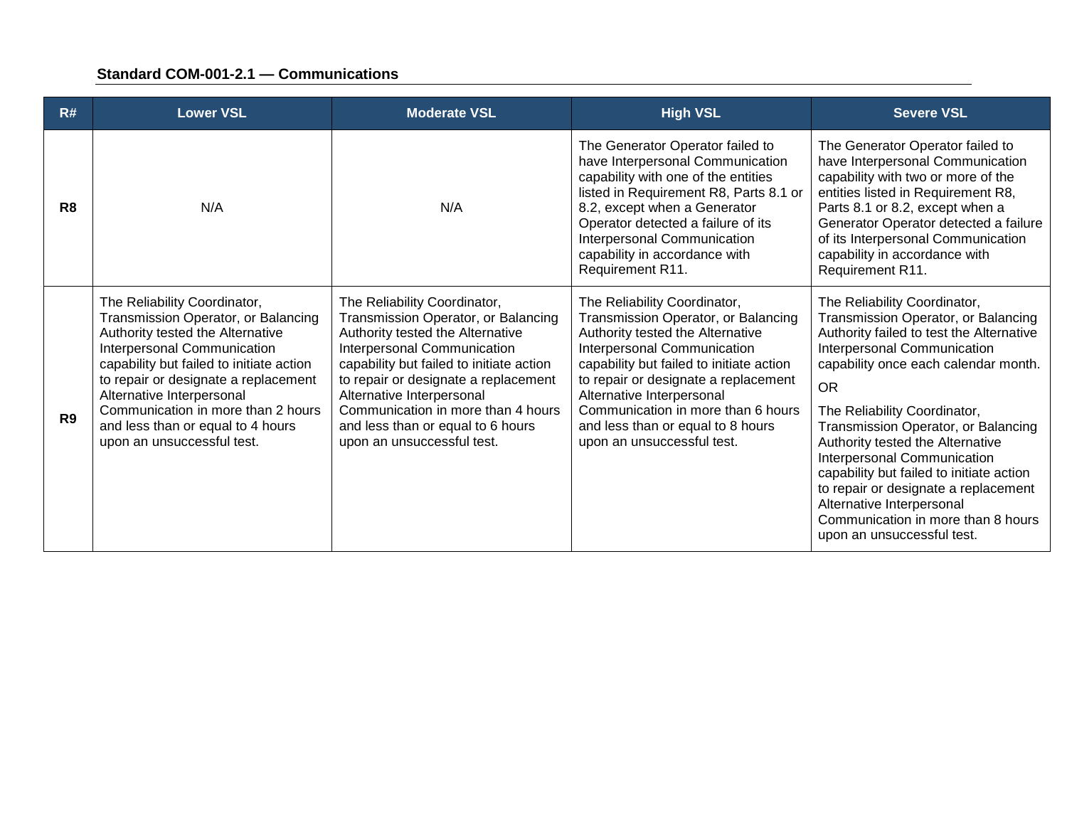| R# | Lower VSL | Moderate VSL | High VSL | Severe VSL |
|---|---|---|---|---|
| R8 | N/A | N/A | The Generator Operator failed to have Interpersonal Communication capability with one of the entities listed in Requirement R8, Parts 8.1 or 8.2, except when a Generator Operator detected a failure of its Interpersonal Communication capability in accordance with Requirement R11. | The Generator Operator failed to have Interpersonal Communication capability with two or more of the entities listed in Requirement R8, Parts 8.1 or 8.2, except when a Generator Operator detected a failure of its Interpersonal Communication capability in accordance with Requirement R11. |
| R9 | The Reliability Coordinator, Transmission Operator, or Balancing Authority tested the Alternative Interpersonal Communication capability but failed to initiate action to repair or designate a replacement Alternative Interpersonal Communication in more than 2 hours and less than or equal to 4 hours upon an unsuccessful test. | The Reliability Coordinator, Transmission Operator, or Balancing Authority tested the Alternative Interpersonal Communication capability but failed to initiate action to repair or designate a replacement Alternative Interpersonal Communication in more than 4 hours and less than or equal to 6 hours upon an unsuccessful test. | The Reliability Coordinator, Transmission Operator, or Balancing Authority tested the Alternative Interpersonal Communication capability but failed to initiate action to repair or designate a replacement Alternative Interpersonal Communication in more than 6 hours and less than or equal to 8 hours upon an unsuccessful test. | The Reliability Coordinator, Transmission Operator, or Balancing Authority failed to test the Alternative Interpersonal Communication capability once each calendar month.<br><br>OR<br><br>The Reliability Coordinator, Transmission Operator, or Balancing Authority tested the Alternative Interpersonal Communication capability but failed to initiate action to repair or designate a replacement Alternative Interpersonal Communication in more than 8 hours upon an unsuccessful test. |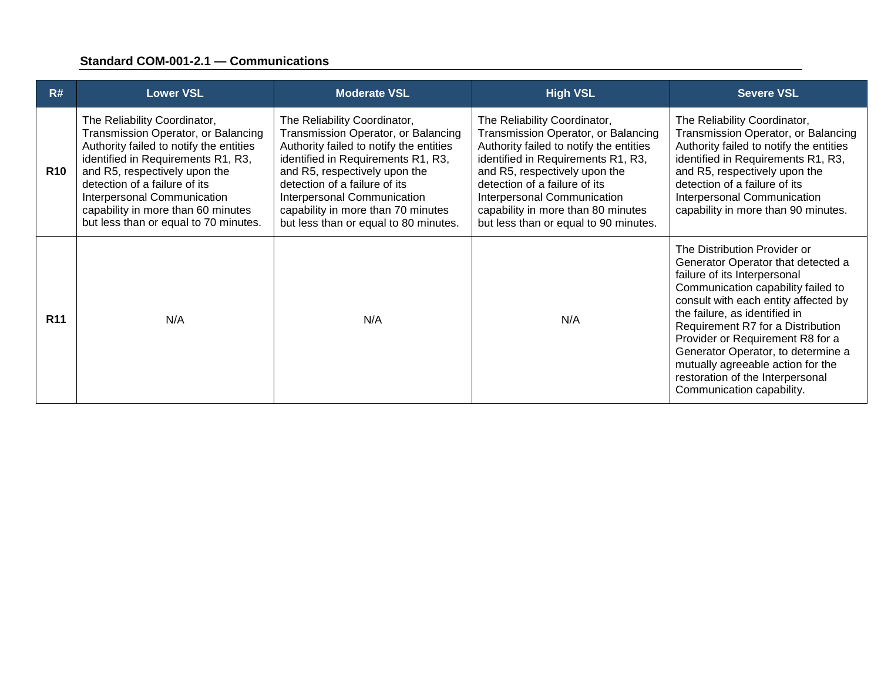**Standard COM-001-2.1 — Communications**

| R# | Lower VSL | Moderate VSL | High VSL | Severe VSL |
|---|---|---|---|---|
| **R10** | The Reliability Coordinator, Transmission Operator, or Balancing Authority failed to notify the entities identified in Requirements R1, R3, and R5, respectively upon the detection of a failure of its Interpersonal Communication capability in more than 60 minutes but less than or equal to 70 minutes. | The Reliability Coordinator, Transmission Operator, or Balancing Authority failed to notify the entities identified in Requirements R1, R3, and R5, respectively upon the detection of a failure of its Interpersonal Communication capability in more than 70 minutes but less than or equal to 80 minutes. | The Reliability Coordinator, Transmission Operator, or Balancing Authority failed to notify the entities identified in Requirements R1, R3, and R5, respectively upon the detection of a failure of its Interpersonal Communication capability in more than 80 minutes but less than or equal to 90 minutes. | The Reliability Coordinator, Transmission Operator, or Balancing Authority failed to notify the entities identified in Requirements R1, R3, and R5, respectively upon the detection of a failure of its Interpersonal Communication capability in more than 90 minutes. |
| **R11** | N/A | N/A | N/A | The Distribution Provider or Generator Operator that detected a failure of its Interpersonal Communication capability failed to consult with each entity affected by the failure, as identified in Requirement R7 for a Distribution Provider or Requirement R8 for a Generator Operator, to determine a mutually agreeable action for the restoration of the Interpersonal Communication capability. |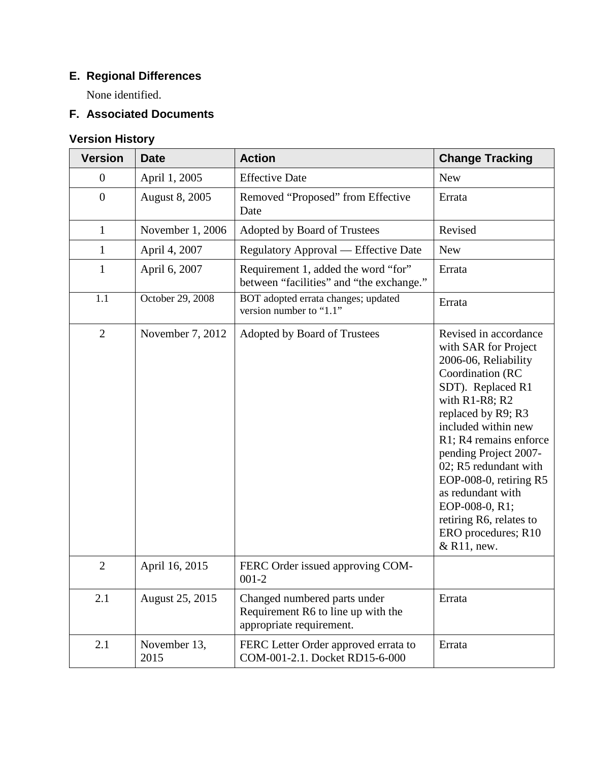## E. Regional Differences

None identified.

## F. Associated Documents

### Version History

| Version | Date | Action | Change Tracking |
|---|---|---|---|
| 0 | April 1, 2005 | Effective Date | New |
| 0 | August 8, 2005 | Removed "Proposed" from Effective Date | Errata |
| 1 | November 1, 2006 | Adopted by Board of Trustees | Revised |
| 1 | April 4, 2007 | Regulatory Approval — Effective Date | New |
| 1 | April 6, 2007 | Requirement 1, added the word "for" between "facilities" and "the exchange." | Errata |
| 1.1 | October 29, 2008 | BOT adopted errata changes; updated version number to "1.1" | Errata |
| 2 | November 7, 2012 | Adopted by Board of Trustees | Revised in accordance with SAR for Project 2006-06, Reliability Coordination (RC SDT). Replaced R1 with R1-R8; R2 replaced by R9; R3 included within new R1; R4 remains enforce pending Project 2007-02; R5 redundant with EOP-008-0, retiring R5 as redundant with EOP-008-0, R1; retiring R6, relates to ERO procedures; R10 & R11, new. |
| 2 | April 16, 2015 | FERC Order issued approving COM-001-2 | |
| 2.1 | August 25, 2015 | Changed numbered parts under Requirement R6 to line up with the appropriate requirement. | Errata |
| 2.1 | November 13, 2015 | FERC Letter Order approved errata to COM-001-2.1. Docket RD15-6-000 | Errata |